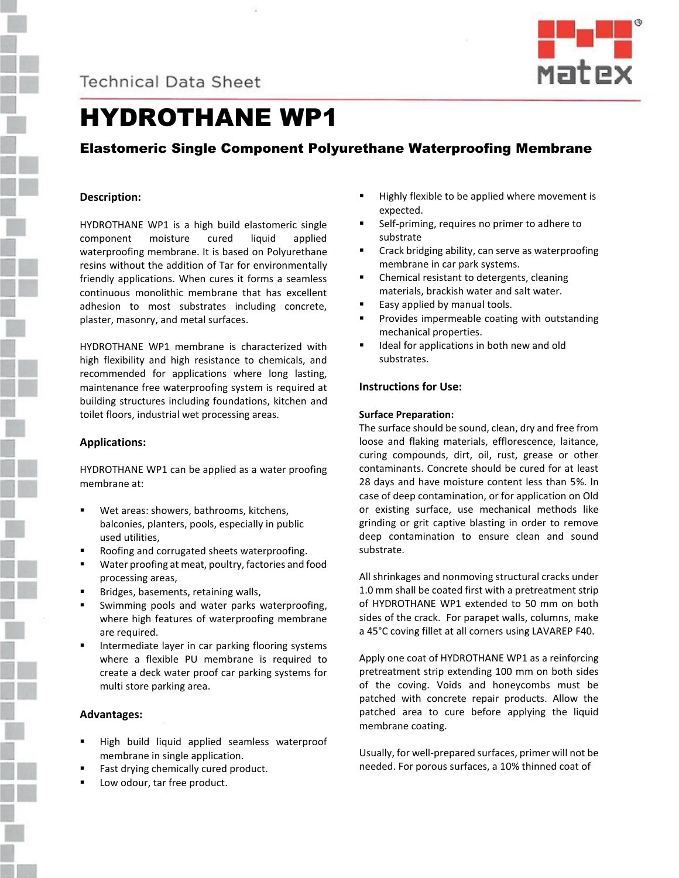Technical Data Sheet

# HYDROTHANE WP1

## Elastomeric Single Component Polyurethane Waterproofing Membrane

### Description:

HYDROTHANE WP1 is a high build elastomeric single component moisture cured liquid applied waterproofing membrane. It is based on Polyurethane resins without the addition of Tar for environmentally friendly applications. When cures it forms a seamless continuous monolithic membrane that has excellent adhesion to most substrates including concrete, plaster, masonry, and metal surfaces.

HYDROTHANE WP1 membrane is characterized with high flexibility and high resistance to chemicals, and recommended for applications where long lasting, maintenance free waterproofing system is required at building structures including foundations, kitchen and toilet floors, industrial wet processing areas.

### Applications:

HYDROTHANE WP1 can be applied as a water proofing membrane at:

- Wet areas: showers, bathrooms, kitchens, balconies, planters, pools, especially in public used utilities,
- Roofing and corrugated sheets waterproofing.
- Water proofing at meat, poultry, factories and food processing areas,
- Bridges, basements, retaining walls,
- Swimming pools and water parks waterproofing, where high features of waterproofing membrane are required.
- Intermediate layer in car parking flooring systems where a flexible PU membrane is required to create a deck water proof car parking systems for multi store parking area.

### Advantages:

- High build liquid applied seamless waterproof membrane in single application.
- Fast drying chemically cured product.
- Low odour, tar free product.
- Highly flexible to be applied where movement is expected.
- Self-priming, requires no primer to adhere to substrate
- Crack bridging ability, can serve as waterproofing membrane in car park systems.
- Chemical resistant to detergents, cleaning materials, brackish water and salt water.
- Easy applied by manual tools.
- Provides impermeable coating with outstanding mechanical properties.
- Ideal for applications in both new and old substrates.

### Instructions for Use:

#### Surface Preparation:

The surface should be sound, clean, dry and free from loose and flaking materials, efflorescence, laitance, curing compounds, dirt, oil, rust, grease or other contaminants. Concrete should be cured for at least 28 days and have moisture content less than 5%. In case of deep contamination, or for application on Old or existing surface, use mechanical methods like grinding or grit captive blasting in order to remove deep contamination to ensure clean and sound substrate.

All shrinkages and nonmoving structural cracks under 1.0 mm shall be coated first with a pretreatment strip of HYDROTHANE WP1 extended to 50 mm on both sides of the crack. For parapet walls, columns, make a 45°C coving fillet at all corners using LAVAREP F40.

Apply one coat of HYDROTHANE WP1 as a reinforcing pretreatment strip extending 100 mm on both sides of the coving. Voids and honeycombs must be patched with concrete repair products. Allow the patched area to cure before applying the liquid membrane coating.

Usually, for well-prepared surfaces, primer will not be needed. For porous surfaces, a 10% thinned coat of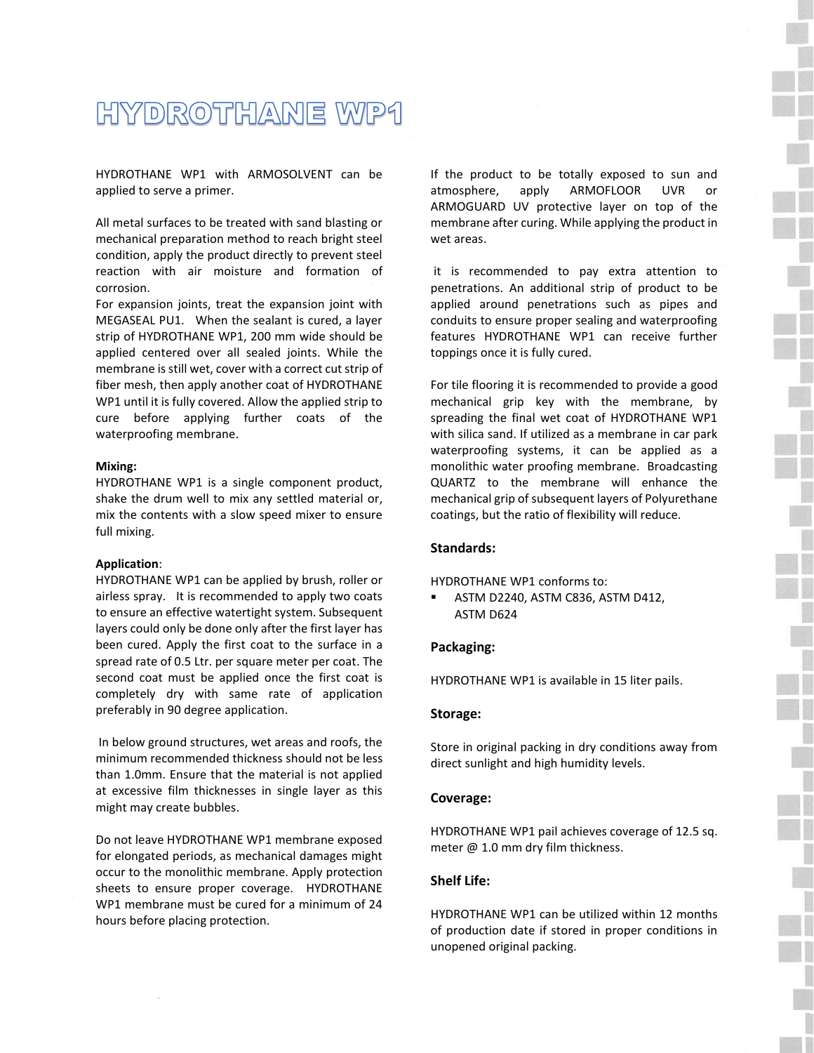# HYDROTHANE WP1

HYDROTHANE WP1 with ARMOSOLVENT can be applied to serve a primer.

All metal surfaces to be treated with sand blasting or mechanical preparation method to reach bright steel condition, apply the product directly to prevent steel reaction with air moisture and formation of corrosion.
For expansion joints, treat the expansion joint with MEGASEAL PU1. When the sealant is cured, a layer strip of HYDROTHANE WP1, 200 mm wide should be applied centered over all sealed joints. While the membrane is still wet, cover with a correct cut strip of fiber mesh, then apply another coat of HYDROTHANE WP1 until it is fully covered. Allow the applied strip to cure before applying further coats of the waterproofing membrane.

**Mixing:**
HYDROTHANE WP1 is a single component product, shake the drum well to mix any settled material or, mix the contents with a slow speed mixer to ensure full mixing.

**Application**:
HYDROTHANE WP1 can be applied by brush, roller or airless spray. It is recommended to apply two coats to ensure an effective watertight system. Subsequent layers could only be done only after the first layer has been cured. Apply the first coat to the surface in a spread rate of 0.5 Ltr. per square meter per coat. The second coat must be applied once the first coat is completely dry with same rate of application preferably in 90 degree application.

In below ground structures, wet areas and roofs, the minimum recommended thickness should not be less than 1.0mm. Ensure that the material is not applied at excessive film thicknesses in single layer as this might may create bubbles.

Do not leave HYDROTHANE WP1 membrane exposed for elongated periods, as mechanical damages might occur to the monolithic membrane. Apply protection sheets to ensure proper coverage. HYDROTHANE WP1 membrane must be cured for a minimum of 24 hours before placing protection.

If the product to be totally exposed to sun and atmosphere, apply ARMOFLOOR UVR or ARMOGUARD UV protective layer on top of the membrane after curing. While applying the product in wet areas.

it is recommended to pay extra attention to penetrations. An additional strip of product to be applied around penetrations such as pipes and conduits to ensure proper sealing and waterproofing features HYDROTHANE WP1 can receive further toppings once it is fully cured.

For tile flooring it is recommended to provide a good mechanical grip key with the membrane, by spreading the final wet coat of HYDROTHANE WP1 with silica sand. If utilized as a membrane in car park waterproofing systems, it can be applied as a monolithic water proofing membrane. Broadcasting QUARTZ to the membrane will enhance the mechanical grip of subsequent layers of Polyurethane coatings, but the ratio of flexibility will reduce.

**Standards:**

HYDROTHANE WP1 conforms to:

- ASTM D2240, ASTM C836, ASTM D412, ASTM D624

**Packaging:**

HYDROTHANE WP1 is available in 15 liter pails.

**Storage:**

Store in original packing in dry conditions away from direct sunlight and high humidity levels.

**Coverage:**

HYDROTHANE WP1 pail achieves coverage of 12.5 sq. meter @ 1.0 mm dry film thickness.

**Shelf Life:**

HYDROTHANE WP1 can be utilized within 12 months of production date if stored in proper conditions in unopened original packing.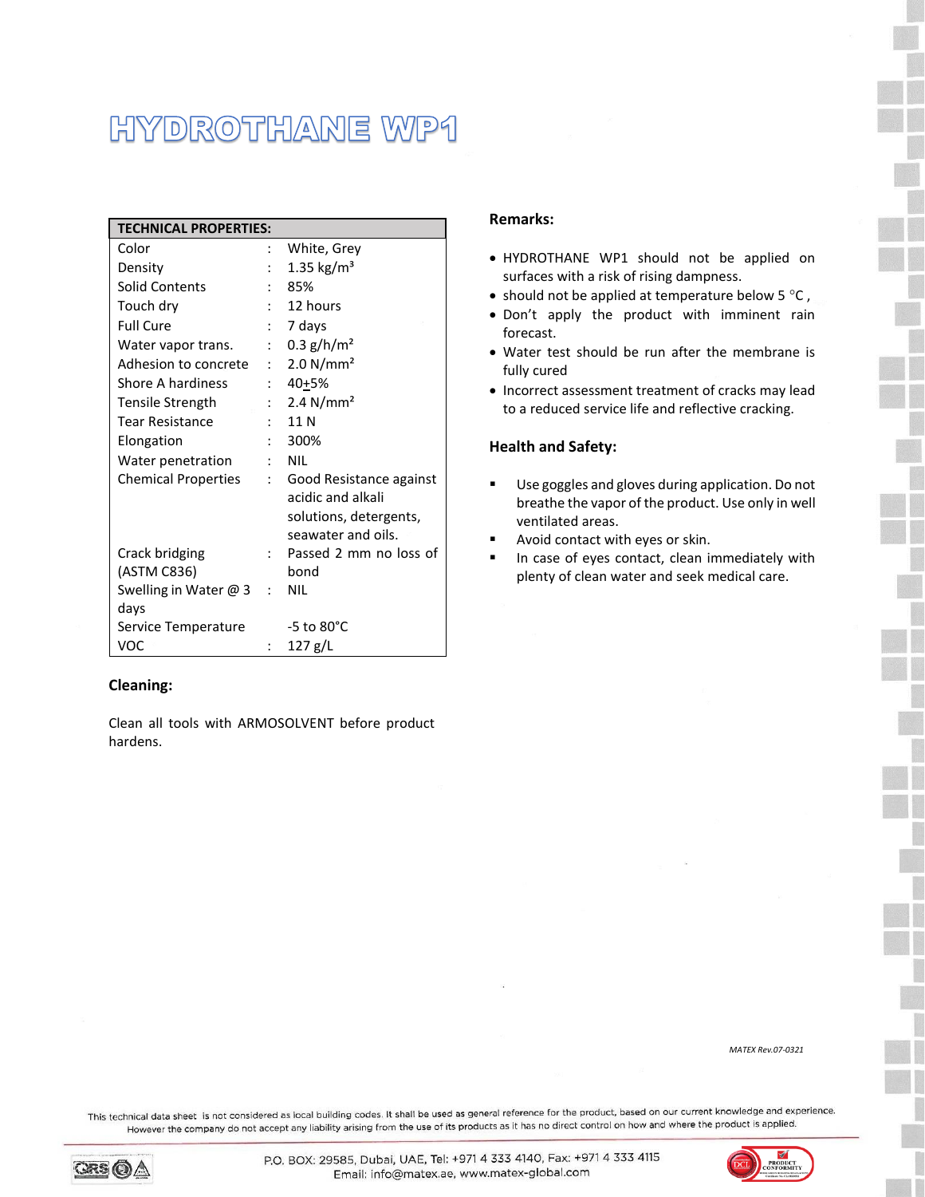# HYDROTHANE WP1

| TECHNICAL PROPERTIES: | | |
|---|---|---|
| Color | : | White, Grey |
| Density | : | 1.35 kg/m³ |
| Solid Contents | : | 85% |
| Touch dry | : | 12 hours |
| Full Cure | : | 7 days |
| Water vapor trans. | : | 0.3 g/h/m² |
| Adhesion to concrete | : | 2.0 N/mm² |
| Shore A hardiness | : | 40±5% |
| Tensile Strength | : | 2.4 N/mm² |
| Tear Resistance | : | 11 N |
| Elongation | : | 300% |
| Water penetration | : | NIL |
| Chemical Properties | : | Good Resistance against acidic and alkali solutions, detergents, seawater and oils. |
| Crack bridging (ASTM C836) | : | Passed 2 mm no loss of bond |
| Swelling in Water @ 3 days | : | NIL |
| Service Temperature | | -5 to 80°C |
| VOC | : | 127 g/L |

## Cleaning:

Clean all tools with ARMOSOLVENT before product hardens.

## Remarks:

- HYDROTHANE WP1 should not be applied on surfaces with a risk of rising dampness.
- should not be applied at temperature below 5 °C ,
- Don't apply the product with imminent rain forecast.
- Water test should be run after the membrane is fully cured
- Incorrect assessment treatment of cracks may lead to a reduced service life and reflective cracking.

## Health and Safety:

- Use goggles and gloves during application. Do not breathe the vapor of the product. Use only in well ventilated areas.
- Avoid contact with eyes or skin.
- In case of eyes contact, clean immediately with plenty of clean water and seek medical care.

*MATEX Rev.07-0321*

This technical data sheet is not considered as local building codes. It shall be used as general reference for the product, based on our current knowledge and experience. However the company do not accept any liability arising from the use of its products as it has no direct control on how and where the product is applied.

P.O. BOX: 29585, Dubai, UAE, Tel: +971 4 333 4140, Fax: +971 4 333 4115
Email: info@matex.ae, www.matex-global.com